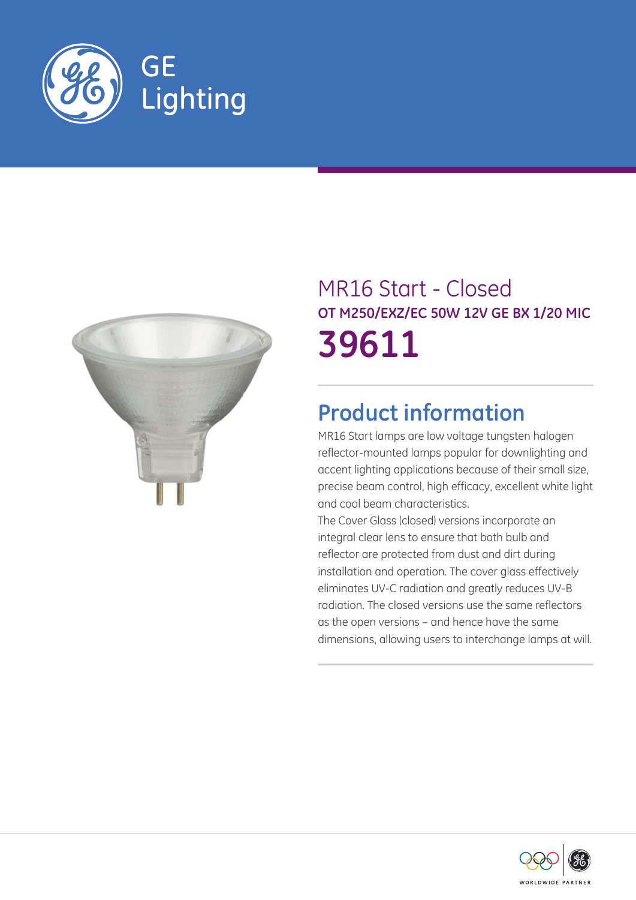GE Lighting

# MR16 Start - Closed

**OT M250/EXZ/EC 50W 12V GE BX 1/20 MIC**

# 39611

## Product information

MR16 Start lamps are low voltage tungsten halogen reflector-mounted lamps popular for downlighting and accent lighting applications because of their small size, precise beam control, high efficacy, excellent white light and cool beam characteristics.

The Cover Glass (closed) versions incorporate an integral clear lens to ensure that both bulb and reflector are protected from dust and dirt during installation and operation. The cover glass effectively eliminates UV-C radiation and greatly reduces UV-B radiation. The closed versions use the same reflectors as the open versions – and hence have the same dimensions, allowing users to interchange lamps at will.

WORLDWIDE PARTNER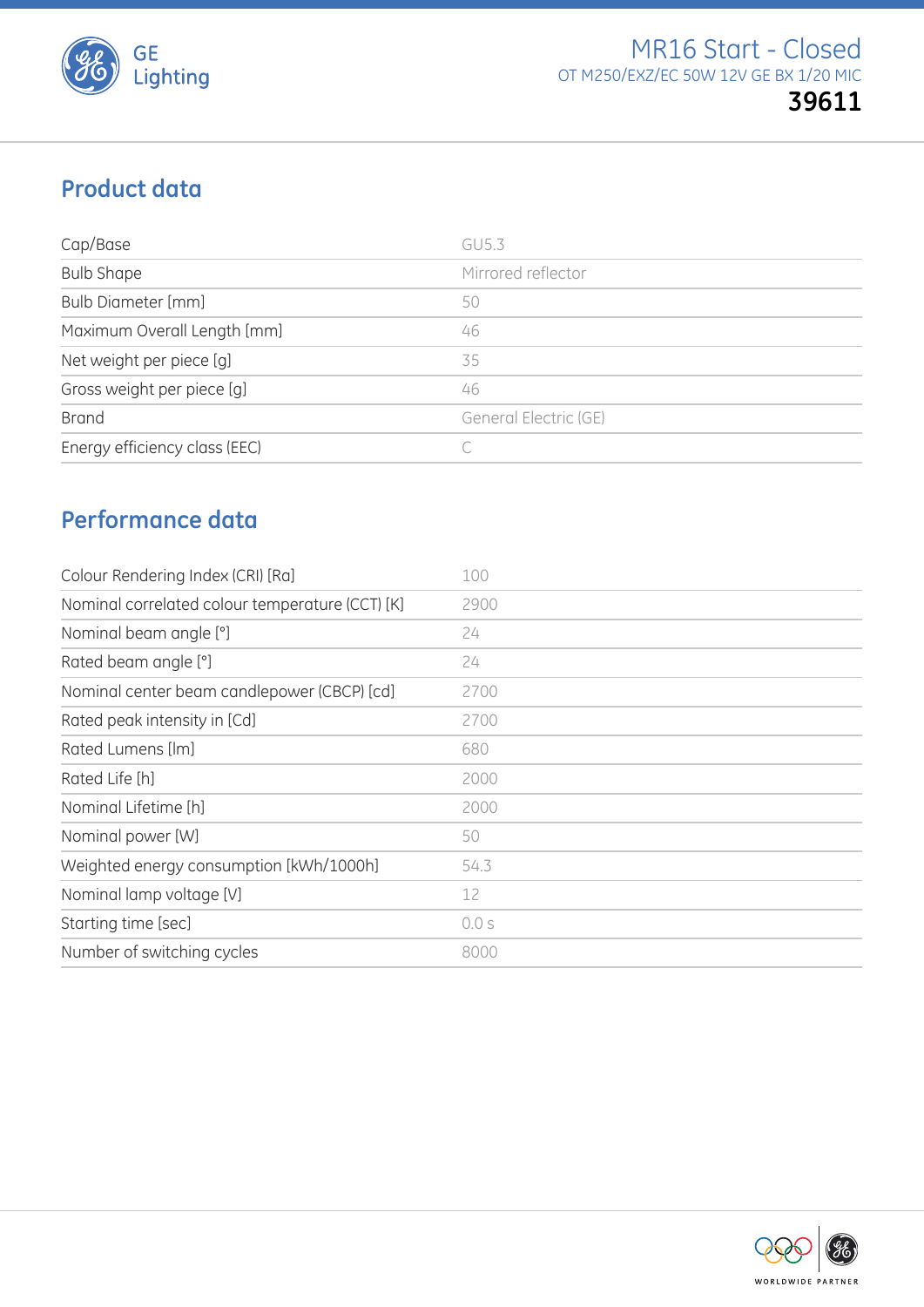# MR16 Start - Closed

OT M250/EXZ/EC 50W 12V GE BX 1/20 MIC

**39611**

## Product data

| | |
|---|---|
| Cap/Base | GU5.3 |
| Bulb Shape | Mirrored reflector |
| Bulb Diameter [mm] | 50 |
| Maximum Overall Length [mm] | 46 |
| Net weight per piece [g] | 35 |
| Gross weight per piece [g] | 46 |
| Brand | General Electric (GE) |
| Energy efficiency class (EEC) | C |

## Performance data

| | |
|---|---|
| Colour Rendering Index (CRI) [Ra] | 100 |
| Nominal correlated colour temperature (CCT) [K] | 2900 |
| Nominal beam angle [°] | 24 |
| Rated beam angle [°] | 24 |
| Nominal center beam candlepower (CBCP) [cd] | 2700 |
| Rated peak intensity in [Cd] | 2700 |
| Rated Lumens [lm] | 680 |
| Rated Life [h] | 2000 |
| Nominal Lifetime [h] | 2000 |
| Nominal power [W] | 50 |
| Weighted energy consumption [kWh/1000h] | 54.3 |
| Nominal lamp voltage [V] | 12 |
| Starting time [sec] | 0.0 s |
| Number of switching cycles | 8000 |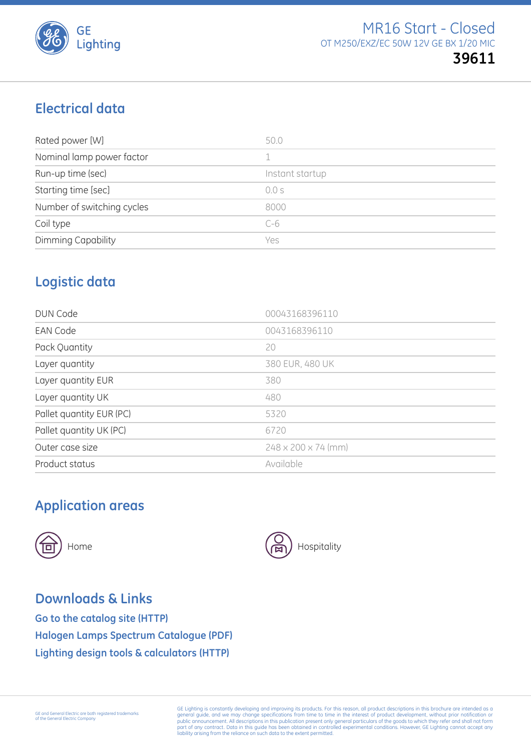# MR16 Start - Closed

OT M250/EXZ/EC 50W 12V GE BX 1/20 MIC

**39611**

## Electrical data

| | |
|---|---|
| Rated power [W] | 50.0 |
| Nominal lamp power factor | 1 |
| Run-up time (sec) | Instant startup |
| Starting time [sec] | 0.0 s |
| Number of switching cycles | 8000 |
| Coil type | C-6 |
| Dimming Capability | Yes |

## Logistic data

| | |
|---|---|
| DUN Code | 00043168396110 |
| EAN Code | 0043168396110 |
| Pack Quantity | 20 |
| Layer quantity | 380 EUR, 480 UK |
| Layer quantity EUR | 380 |
| Layer quantity UK | 480 |
| Pallet quantity EUR (PC) | 5320 |
| Pallet quantity UK (PC) | 6720 |
| Outer case size | 248 x 200 x 74 (mm) |
| Product status | Available |

## Application areas

Home

Hospitality

## Downloads & Links

**Go to the catalog site (HTTP)**

**Halogen Lamps Spectrum Catalogue (PDF)**

**Lighting design tools & calculators (HTTP)**

GE and General Electric are both registered trademarks of the General Electric Company

GE Lighting is constantly developing and improving its products. For this reason, all product descriptions in this brochure are intended as a general guide, and we may change specifications from time to time in the interest of product development, without prior notification or public announcement. All descriptions in this publication present only general particulars of the goods to which they refer and shall not form part of any contract. Data in this guide has been obtained in controlled experimental conditions. However, GE Lighting cannot accept any liability arising from the reliance on such data to the extent permitted.